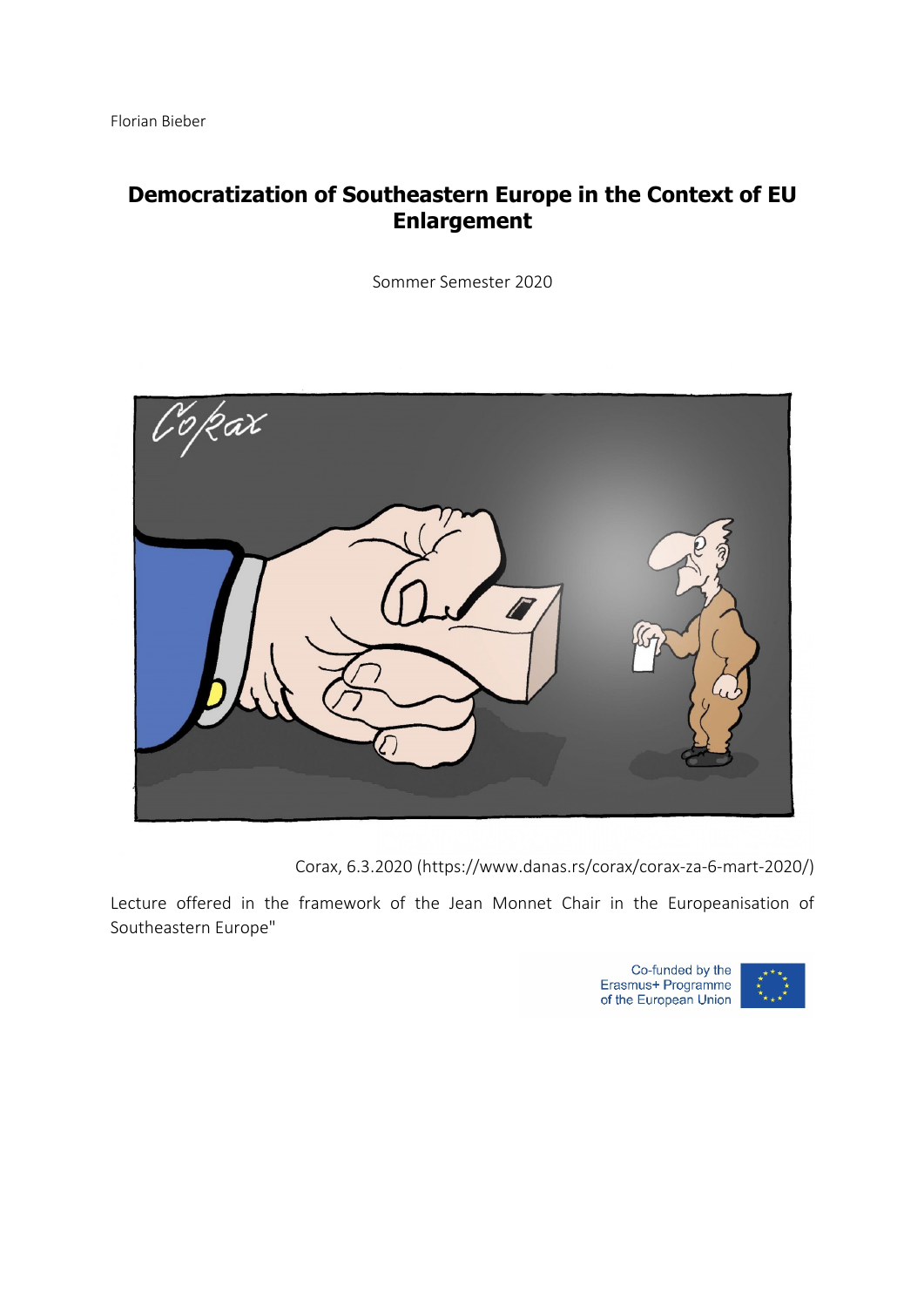Florian Bieber

# Democratization of Southeastern Europe in the Context of EU Enlargement

Sommer Semester 2020

Corax, 6.3.2020 (https://www.danas.rs/corax/corax-za-6-mart-2020/)

Lecture offered in the framework of the Jean Monnet Chair in the Europeanisation of Southeastern Europe"

Co-funded by the Erasmus+ Programme of the European Union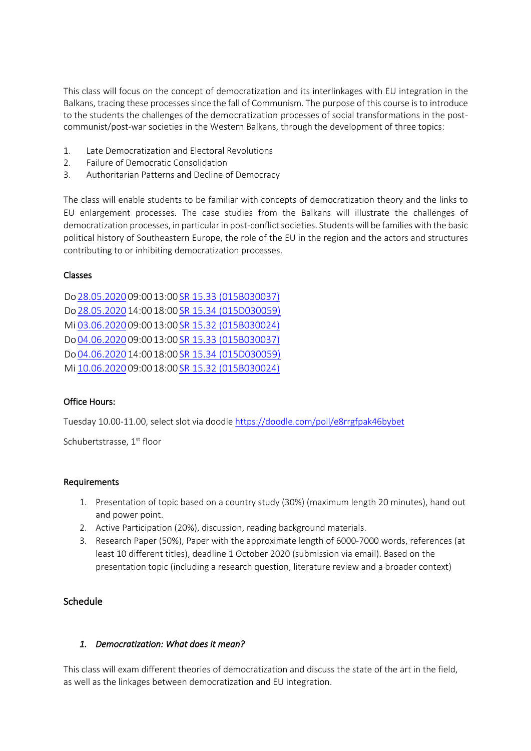This class will focus on the concept of democratization and its interlinkages with EU integration in the Balkans, tracing these processes since the fall of Communism. The purpose of this course is to introduce to the students the challenges of the democratization processes of social transformations in the post-communist/post-war societies in the Western Balkans, through the development of three topics:

1. Late Democratization and Electoral Revolutions
2. Failure of Democratic Consolidation
3. Authoritarian Patterns and Decline of Democracy

The class will enable students to be familiar with concepts of democratization theory and the links to EU enlargement processes. The case studies from the Balkans will illustrate the challenges of democratization processes, in particular in post-conflict societies. Students will be families with the basic political history of Southeastern Europe, the role of the EU in the region and the actors and structures contributing to or inhibiting democratization processes.

**Classes**

Do 28.05.2020 09:00 13:00 SR 15.33 (015B030037)
Do 28.05.2020 14:00 18:00 SR 15.34 (015D030059)
Mi 03.06.2020 09:00 13:00 SR 15.32 (015B030024)
Do 04.06.2020 09:00 13:00 SR 15.33 (015B030037)
Do 04.06.2020 14:00 18:00 SR 15.34 (015D030059)
Mi 10.06.2020 09:00 18:00 SR 15.32 (015B030024)

**Office Hours:**

Tuesday 10.00-11.00, select slot via doodle https://doodle.com/poll/e8rrgfpak46bybet

Schubertstrasse, 1st floor

**Requirements**

1. Presentation of topic based on a country study (30%) (maximum length 20 minutes), hand out and power point.
2. Active Participation (20%), discussion, reading background materials.
3. Research Paper (50%), Paper with the approximate length of 6000-7000 words, references (at least 10 different titles), deadline 1 October 2020 (submission via email). Based on the presentation topic (including a research question, literature review and a broader context)

## Schedule

### *1. Democratization: What does it mean?*

This class will exam different theories of democratization and discuss the state of the art in the field, as well as the linkages between democratization and EU integration.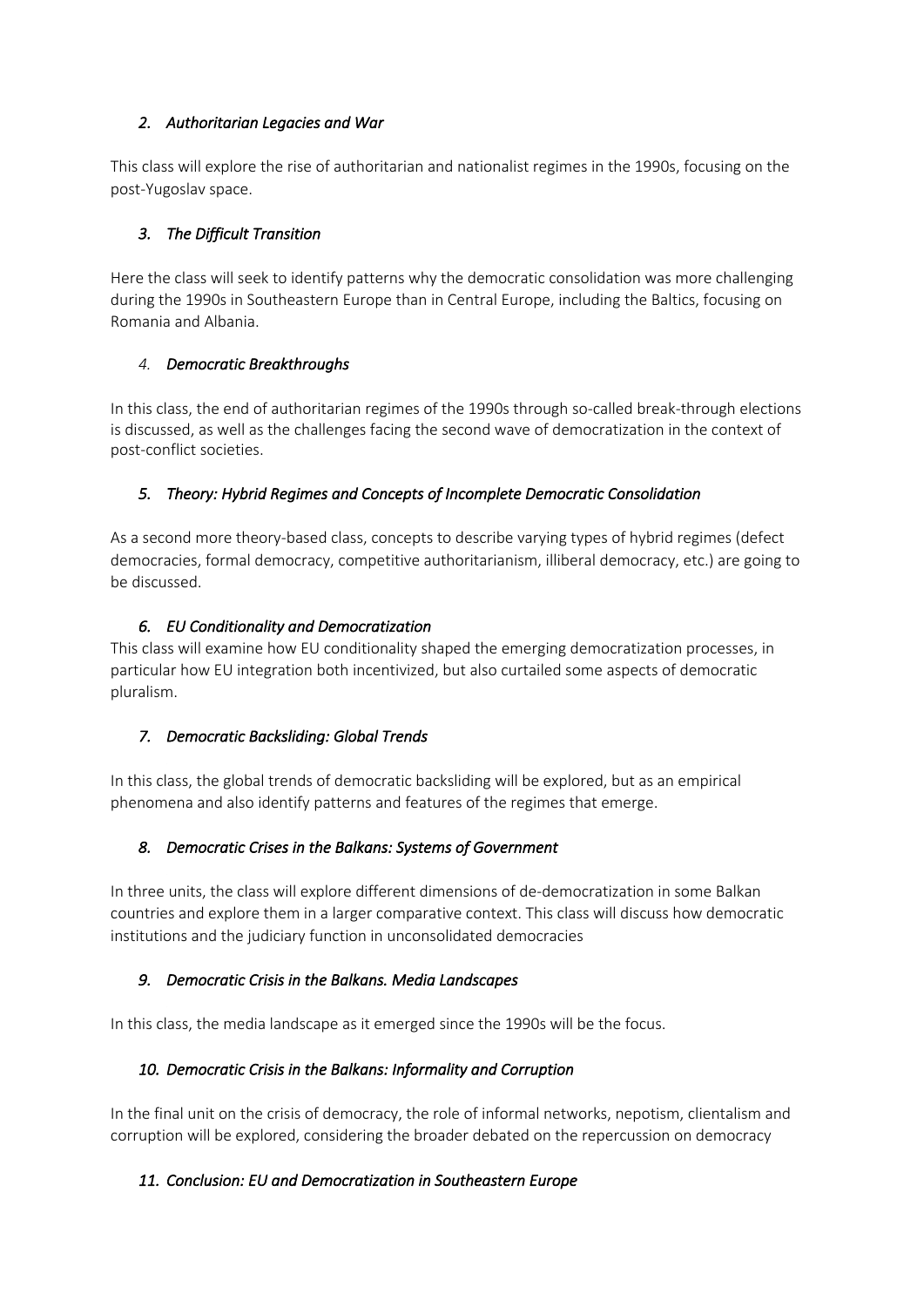### *2. Authoritarian Legacies and War*

This class will explore the rise of authoritarian and nationalist regimes in the 1990s, focusing on the post-Yugoslav space.

### *3. The Difficult Transition*

Here the class will seek to identify patterns why the democratic consolidation was more challenging during the 1990s in Southeastern Europe than in Central Europe, including the Baltics, focusing on Romania and Albania.

### *4. Democratic Breakthroughs*

In this class, the end of authoritarian regimes of the 1990s through so-called break-through elections is discussed, as well as the challenges facing the second wave of democratization in the context of post-conflict societies.

### *5. Theory: Hybrid Regimes and Concepts of Incomplete Democratic Consolidation*

As a second more theory-based class, concepts to describe varying types of hybrid regimes (defect democracies, formal democracy, competitive authoritarianism, illiberal democracy, etc.) are going to be discussed.

### *6. EU Conditionality and Democratization*

This class will examine how EU conditionality shaped the emerging democratization processes, in particular how EU integration both incentivized, but also curtailed some aspects of democratic pluralism.

### *7. Democratic Backsliding: Global Trends*

In this class, the global trends of democratic backsliding will be explored, but as an empirical phenomena and also identify patterns and features of the regimes that emerge.

### *8. Democratic Crises in the Balkans: Systems of Government*

In three units, the class will explore different dimensions of de-democratization in some Balkan countries and explore them in a larger comparative context. This class will discuss how democratic institutions and the judiciary function in unconsolidated democracies

### *9. Democratic Crisis in the Balkans. Media Landscapes*

In this class, the media landscape as it emerged since the 1990s will be the focus.

### *10. Democratic Crisis in the Balkans: Informality and Corruption*

In the final unit on the crisis of democracy, the role of informal networks, nepotism, clientalism and corruption will be explored, considering the broader debated on the repercussion on democracy

### *11. Conclusion: EU and Democratization in Southeastern Europe*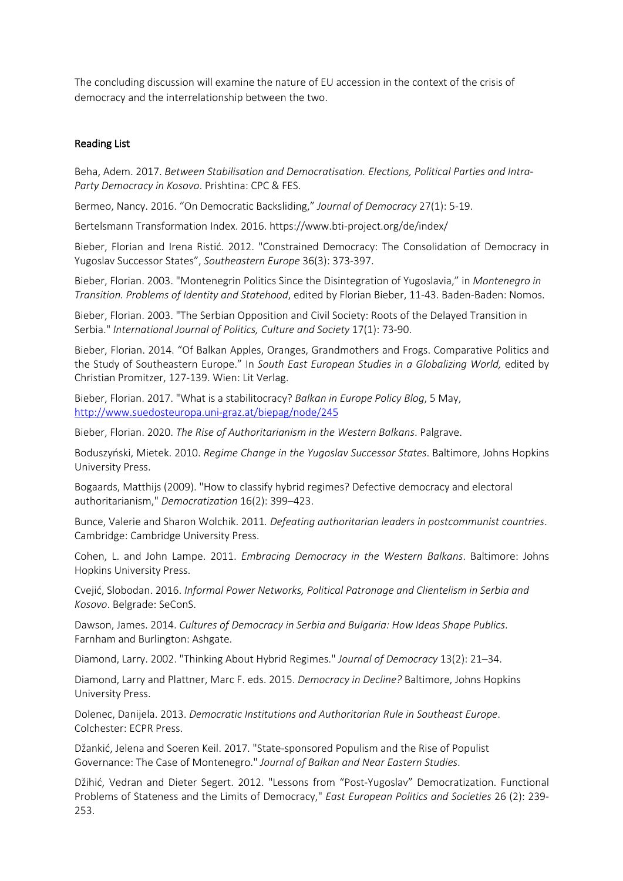The concluding discussion will examine the nature of EU accession in the context of the crisis of democracy and the interrelationship between the two.

## Reading List

Beha, Adem. 2017. *Between Stabilisation and Democratisation. Elections, Political Parties and Intra-Party Democracy in Kosovo*. Prishtina: CPC & FES.

Bermeo, Nancy. 2016. "On Democratic Backsliding," *Journal of Democracy* 27(1): 5-19.

Bertelsmann Transformation Index. 2016. https://www.bti-project.org/de/index/

Bieber, Florian and Irena Ristić. 2012. "Constrained Democracy: The Consolidation of Democracy in Yugoslav Successor States", *Southeastern Europe* 36(3): 373-397.

Bieber, Florian. 2003. "Montenegrin Politics Since the Disintegration of Yugoslavia," in *Montenegro in Transition. Problems of Identity and Statehood*, edited by Florian Bieber, 11-43. Baden-Baden: Nomos.

Bieber, Florian. 2003. "The Serbian Opposition and Civil Society: Roots of the Delayed Transition in Serbia." *International Journal of Politics, Culture and Society* 17(1): 73-90.

Bieber, Florian. 2014. "Of Balkan Apples, Oranges, Grandmothers and Frogs. Comparative Politics and the Study of Southeastern Europe." In *South East European Studies in a Globalizing World,* edited by Christian Promitzer, 127-139. Wien: Lit Verlag.

Bieber, Florian. 2017. "What is a stabilitocracy? *Balkan in Europe Policy Blog*, 5 May, http://www.suedosteuropa.uni-graz.at/biepag/node/245

Bieber, Florian. 2020. *The Rise of Authoritarianism in the Western Balkans*. Palgrave.

Boduszyński, Mietek. 2010. *Regime Change in the Yugoslav Successor States*. Baltimore, Johns Hopkins University Press.

Bogaards, Matthijs (2009). "How to classify hybrid regimes? Defective democracy and electoral authoritarianism," *Democratization* 16(2): 399–423.

Bunce, Valerie and Sharon Wolchik. 2011*. Defeating authoritarian leaders in postcommunist countries*. Cambridge: Cambridge University Press.

Cohen, L. and John Lampe. 2011. *Embracing Democracy in the Western Balkans*. Baltimore: Johns Hopkins University Press.

Cvejić, Slobodan. 2016. *Informal Power Networks, Political Patronage and Clientelism in Serbia and Kosovo*. Belgrade: SeConS.

Dawson, James. 2014. *Cultures of Democracy in Serbia and Bulgaria: How Ideas Shape Publics*. Farnham and Burlington: Ashgate.

Diamond, Larry. 2002. "Thinking About Hybrid Regimes." *Journal of Democracy* 13(2): 21–34.

Diamond, Larry and Plattner, Marc F. eds. 2015. *Democracy in Decline?* Baltimore, Johns Hopkins University Press.

Dolenec, Danijela. 2013. *Democratic Institutions and Authoritarian Rule in Southeast Europe*. Colchester: ECPR Press.

Džankić, Jelena and Soeren Keil. 2017. "State-sponsored Populism and the Rise of Populist Governance: The Case of Montenegro." *Journal of Balkan and Near Eastern Studies*.

Džihić, Vedran and Dieter Segert. 2012. "Lessons from "Post-Yugoslav" Democratization. Functional Problems of Stateness and the Limits of Democracy," *East European Politics and Societies* 26 (2): 239-253.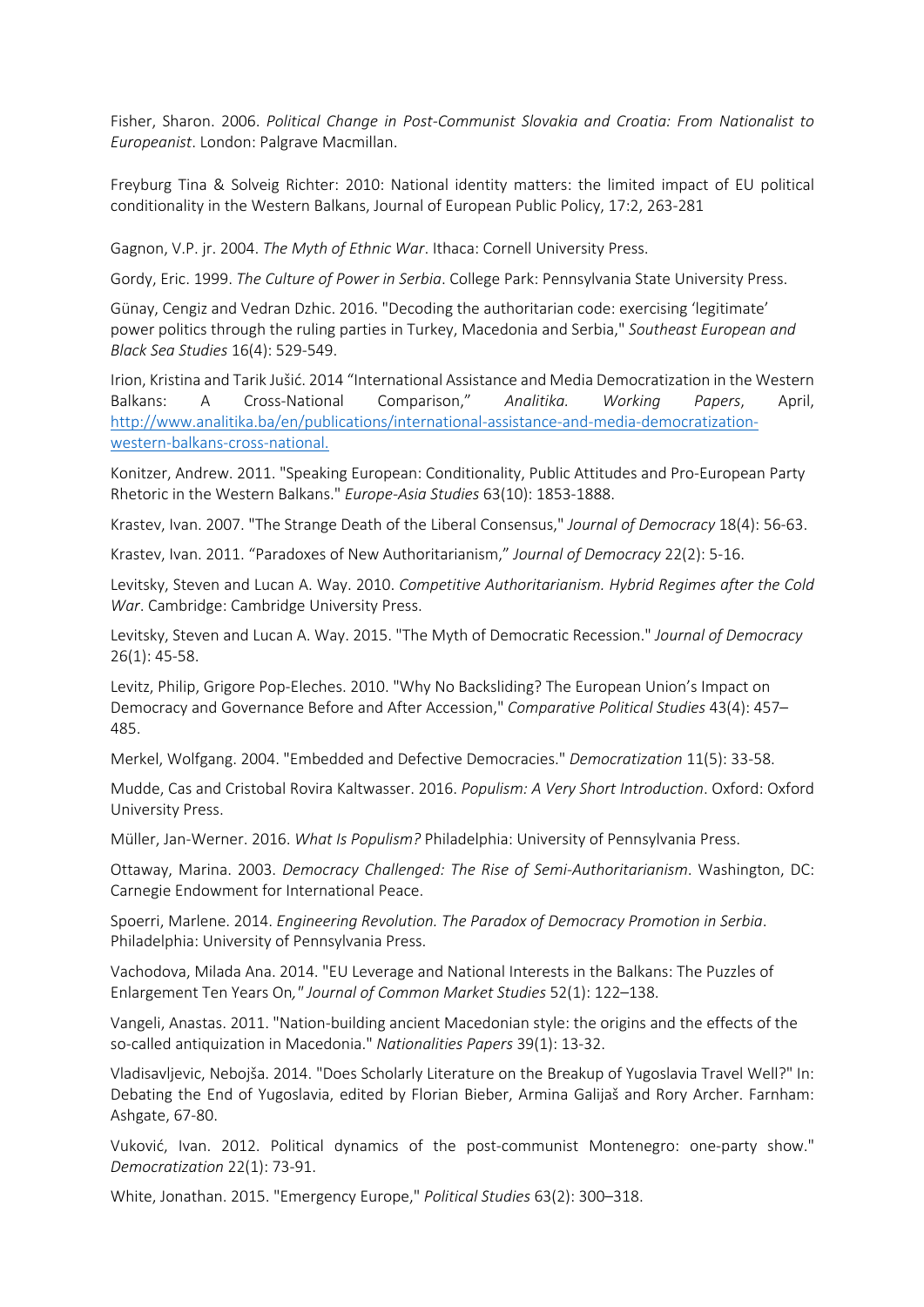Fisher, Sharon. 2006. *Political Change in Post-Communist Slovakia and Croatia: From Nationalist to Europeanist*. London: Palgrave Macmillan.

Freyburg Tina & Solveig Richter: 2010: National identity matters: the limited impact of EU political conditionality in the Western Balkans, Journal of European Public Policy, 17:2, 263-281

Gagnon, V.P. jr. 2004. *The Myth of Ethnic War*. Ithaca: Cornell University Press.

Gordy, Eric. 1999. *The Culture of Power in Serbia*. College Park: Pennsylvania State University Press.

Günay, Cengiz and Vedran Dzhic. 2016. "Decoding the authoritarian code: exercising 'legitimate' power politics through the ruling parties in Turkey, Macedonia and Serbia," *Southeast European and Black Sea Studies* 16(4): 529-549.

Irion, Kristina and Tarik Jušić. 2014 "International Assistance and Media Democratization in the Western Balkans: A Cross-National Comparison," *Analitika. Working Papers*, April, http://www.analitika.ba/en/publications/international-assistance-and-media-democratization-western-balkans-cross-national.

Konitzer, Andrew. 2011. "Speaking European: Conditionality, Public Attitudes and Pro-European Party Rhetoric in the Western Balkans." *Europe-Asia Studies* 63(10): 1853-1888.

Krastev, Ivan. 2007. "The Strange Death of the Liberal Consensus," *Journal of Democracy* 18(4): 56-63.

Krastev, Ivan. 2011. "Paradoxes of New Authoritarianism," *Journal of Democracy* 22(2): 5-16.

Levitsky, Steven and Lucan A. Way. 2010. *Competitive Authoritarianism. Hybrid Regimes after the Cold War*. Cambridge: Cambridge University Press.

Levitsky, Steven and Lucan A. Way. 2015. "The Myth of Democratic Recession." *Journal of Democracy* 26(1): 45-58.

Levitz, Philip, Grigore Pop-Eleches. 2010. "Why No Backsliding? The European Union's Impact on Democracy and Governance Before and After Accession," *Comparative Political Studies* 43(4): 457–485.

Merkel, Wolfgang. 2004. "Embedded and Defective Democracies." *Democratization* 11(5): 33-58.

Mudde, Cas and Cristobal Rovira Kaltwasser. 2016. *Populism: A Very Short Introduction*. Oxford: Oxford University Press.

Müller, Jan-Werner. 2016. *What Is Populism?* Philadelphia: University of Pennsylvania Press.

Ottaway, Marina. 2003. *Democracy Challenged: The Rise of Semi-Authoritarianism*. Washington, DC: Carnegie Endowment for International Peace.

Spoerri, Marlene. 2014. *Engineering Revolution. The Paradox of Democracy Promotion in Serbia*. Philadelphia: University of Pennsylvania Press.

Vachodova, Milada Ana. 2014. "EU Leverage and National Interests in the Balkans: The Puzzles of Enlargement Ten Years On," *Journal of Common Market Studies* 52(1): 122–138.

Vangeli, Anastas. 2011. "Nation-building ancient Macedonian style: the origins and the effects of the so-called antiquization in Macedonia." *Nationalities Papers* 39(1): 13-32.

Vladisavljevic, Nebojša. 2014. "Does Scholarly Literature on the Breakup of Yugoslavia Travel Well?" In: Debating the End of Yugoslavia, edited by Florian Bieber, Armina Galijaš and Rory Archer. Farnham: Ashgate, 67-80.

Vuković, Ivan. 2012. Political dynamics of the post-communist Montenegro: one-party show." *Democratization* 22(1): 73-91.

White, Jonathan. 2015. "Emergency Europe," *Political Studies* 63(2): 300–318.